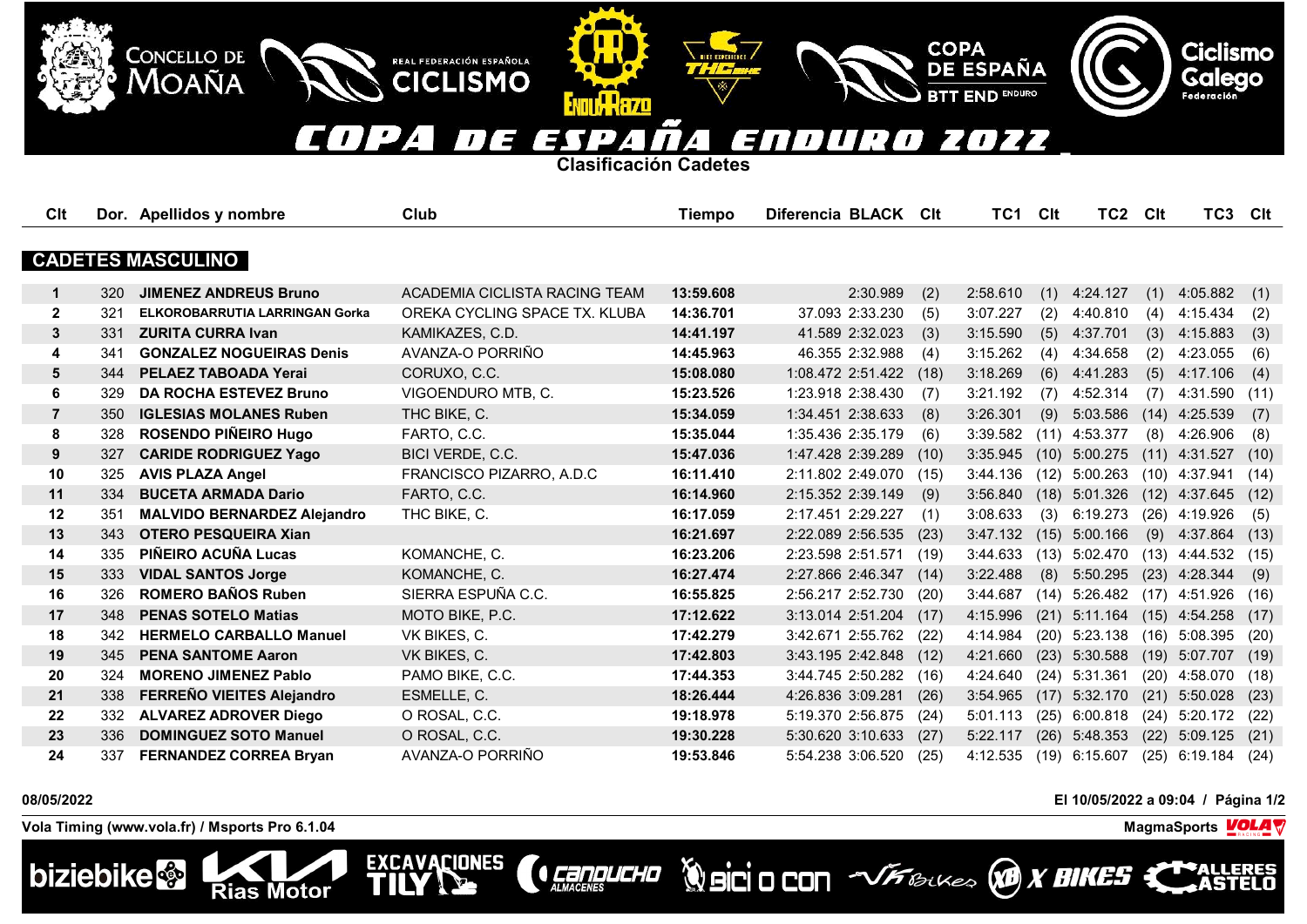# COPA DE ESPAÑA ENDURO 2022

## Clasificación Cadetes

### CADETES MASCULINO

| Clt | Dor. | Apellidos y nombre | Club | Tiempo | Diferencia | BLACK | Clt | TC1 | Clt | TC2 | Clt | TC3 | Clt |
|---|---|---|---|---|---|---|---|---|---|---|---|---|---|
| 1 | 320 | **JIMENEZ ANDREUS Bruno** | ACADEMIA CICLISTA RACING TEAM | **13:59.608** | | 2:30.989 | (2) | 2:58.610 | (1) | 4:24.127 | (1) | 4:05.882 | (1) |
| 2 | 321 | **ELKOROBARRUTIA LARRINGAN Gorka** | OREKA CYCLING SPACE TX. KLUBA | **14:36.701** | 37.093 | 2:33.230 | (5) | 3:07.227 | (2) | 4:40.810 | (4) | 4:15.434 | (2) |
| 3 | 331 | **ZURITA CURRA Ivan** | KAMIKAZES, C.D. | **14:41.197** | 41.589 | 2:32.023 | (3) | 3:15.590 | (5) | 4:37.701 | (3) | 4:15.883 | (3) |
| 4 | 341 | **GONZALEZ NOGUEIRAS Denis** | AVANZA-O PORRIÑO | **14:45.963** | 46.355 | 2:32.988 | (4) | 3:15.262 | (4) | 4:34.658 | (2) | 4:23.055 | (6) |
| 5 | 344 | **PELAEZ TABOADA Yerai** | CORUXO, C.C. | **15:08.080** | 1:08.472 | 2:51.422 | (18) | 3:18.269 | (6) | 4:41.283 | (5) | 4:17.106 | (4) |
| 6 | 329 | **DA ROCHA ESTEVEZ Bruno** | VIGOENDURO MTB, C. | **15:23.526** | 1:23.918 | 2:38.430 | (7) | 3:21.192 | (7) | 4:52.314 | (7) | 4:31.590 | (11) |
| 7 | 350 | **IGLESIAS MOLANES Ruben** | THC BIKE, C. | **15:34.059** | 1:34.451 | 2:38.633 | (8) | 3:26.301 | (9) | 5:03.586 | (14) | 4:25.539 | (7) |
| 8 | 328 | **ROSENDO PIÑEIRO Hugo** | FARTO, C.C. | **15:35.044** | 1:35.436 | 2:35.179 | (6) | 3:39.582 | (11) | 4:53.377 | (8) | 4:26.906 | (8) |
| 9 | 327 | **CARIDE RODRIGUEZ Yago** | BICI VERDE, C.C. | **15:47.036** | 1:47.428 | 2:39.289 | (10) | 3:35.945 | (10) | 5:00.275 | (11) | 4:31.527 | (10) |
| 10 | 325 | **AVIS PLAZA Angel** | FRANCISCO PIZARRO, A.D.C | **16:11.410** | 2:11.802 | 2:49.070 | (15) | 3:44.136 | (12) | 5:00.263 | (10) | 4:37.941 | (14) |
| 11 | 334 | **BUCETA ARMADA Dario** | FARTO, C.C. | **16:14.960** | 2:15.352 | 2:39.149 | (9) | 3:56.840 | (18) | 5:01.326 | (12) | 4:37.645 | (12) |
| 12 | 351 | **MALVIDO BERNARDEZ Alejandro** | THC BIKE, C. | **16:17.059** | 2:17.451 | 2:29.227 | (1) | 3:08.633 | (3) | 6:19.273 | (26) | 4:19.926 | (5) |
| 13 | 343 | **OTERO PESQUEIRA Xian** | | **16:21.697** | 2:22.089 | 2:56.535 | (23) | 3:47.132 | (15) | 5:00.166 | (9) | 4:37.864 | (13) |
| 14 | 335 | **PIÑEIRO ACUÑA Lucas** | KOMANCHE, C. | **16:23.206** | 2:23.598 | 2:51.571 | (19) | 3:44.633 | (13) | 5:02.470 | (13) | 4:44.532 | (15) |
| 15 | 333 | **VIDAL SANTOS Jorge** | KOMANCHE, C. | **16:27.474** | 2:27.866 | 2:46.347 | (14) | 3:22.488 | (8) | 5:50.295 | (23) | 4:28.344 | (9) |
| 16 | 326 | **ROMERO BAÑOS Ruben** | SIERRA ESPUÑA C.C. | **16:55.825** | 2:56.217 | 2:52.730 | (20) | 3:44.687 | (14) | 5:26.482 | (17) | 4:51.926 | (16) |
| 17 | 348 | **PENAS SOTELO Matias** | MOTO BIKE, P.C. | **17:12.622** | 3:13.014 | 2:51.204 | (17) | 4:15.996 | (21) | 5:11.164 | (15) | 4:54.258 | (17) |
| 18 | 342 | **HERMELO CARBALLO Manuel** | VK BIKES, C. | **17:42.279** | 3:42.671 | 2:55.762 | (22) | 4:14.984 | (20) | 5:23.138 | (16) | 5:08.395 | (20) |
| 19 | 345 | **PENA SANTOME Aaron** | VK BIKES, C. | **17:42.803** | 3:43.195 | 2:42.848 | (12) | 4:21.660 | (23) | 5:30.588 | (19) | 5:07.707 | (19) |
| 20 | 324 | **MORENO JIMENEZ Pablo** | PAMO BIKE, C.C. | **17:44.353** | 3:44.745 | 2:50.282 | (16) | 4:24.640 | (24) | 5:31.361 | (20) | 4:58.070 | (18) |
| 21 | 338 | **FERREÑO VIEITES Alejandro** | ESMELLE, C. | **18:26.444** | 4:26.836 | 3:09.281 | (26) | 3:54.965 | (17) | 5:32.170 | (21) | 5:50.028 | (23) |
| 22 | 332 | **ALVAREZ ADROVER Diego** | O ROSAL, C.C. | **19:18.978** | 5:19.370 | 2:56.875 | (24) | 5:01.113 | (25) | 6:00.818 | (24) | 5:20.172 | (22) |
| 23 | 336 | **DOMINGUEZ SOTO Manuel** | O ROSAL, C.C. | **19:30.228** | 5:30.620 | 3:10.633 | (27) | 5:22.117 | (26) | 5:48.353 | (22) | 5:09.125 | (21) |
| 24 | 337 | **FERNANDEZ CORREA Bryan** | AVANZA-O PORRIÑO | **19:53.846** | 5:54.238 | 3:06.520 | (25) | 4:12.535 | (19) | 6:15.607 | (25) | 6:19.184 | (24) |

**08/05/2022** **El 10/05/2022 a 09:04**

**Vola Timing (www.vola.fr) / Msports Pro 6.1.04** **MagmaSports**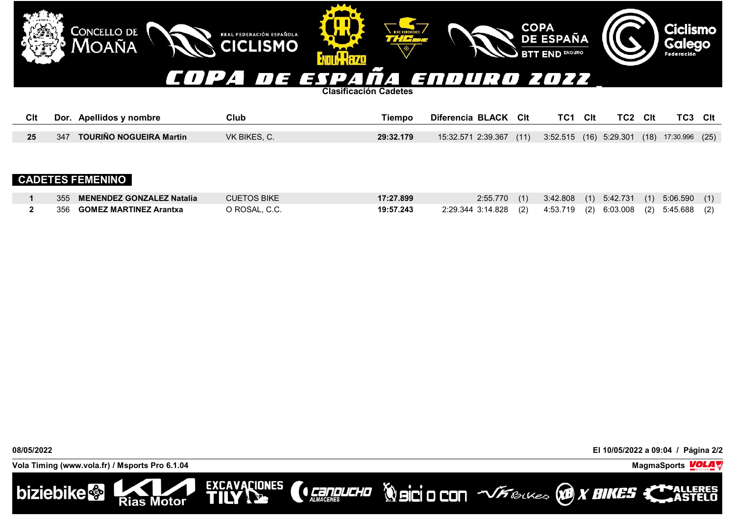# COPA DE ESPAÑA ENDURO 2022

**Clasificación Cadetes**

| Clt | Dor. | Apellidos y nombre | Club | Tiempo | Diferencia | BLACK | Clt | TC1 | Clt | TC2 | Clt | TC3 | Clt |
|---|---|---|---|---|---|---|---|---|---|---|---|---|---|
| **25** | 347 | **TOURIÑO NOGUEIRA Martin** | VK BIKES, C. | **29:32.179** | 15:32.571 | 2:39.367 | (11) | 3:52.515 | (16) | 5:29.301 | (18) | 17:30.996 | (25) |

## CADETES FEMENINO

| Clt | Dor. | Apellidos y nombre | Club | Tiempo | Diferencia | BLACK | Clt | TC1 | Clt | TC2 | Clt | TC3 | Clt |
|---|---|---|---|---|---|---|---|---|---|---|---|---|---|
| **1** | 355 | **MENENDEZ GONZALEZ Natalia** | CUETOS BIKE | **17:27.899** | | 2:55.770 | (1) | 3:42.808 | (1) | 5:42.731 | (1) | 5:06.590 | (1) |
| **2** | 356 | **GOMEZ MARTINEZ Arantxa** | O ROSAL, C.C. | **19:57.243** | 2:29.344 | 3:14.828 | (2) | 4:53.719 | (2) | 6:03.008 | (2) | 5:45.688 | (2) |

08/05/2022

El 10/05/2022 a 09:04

Vola Timing (www.vola.fr) / Msports Pro 6.1.04

MagmaSports